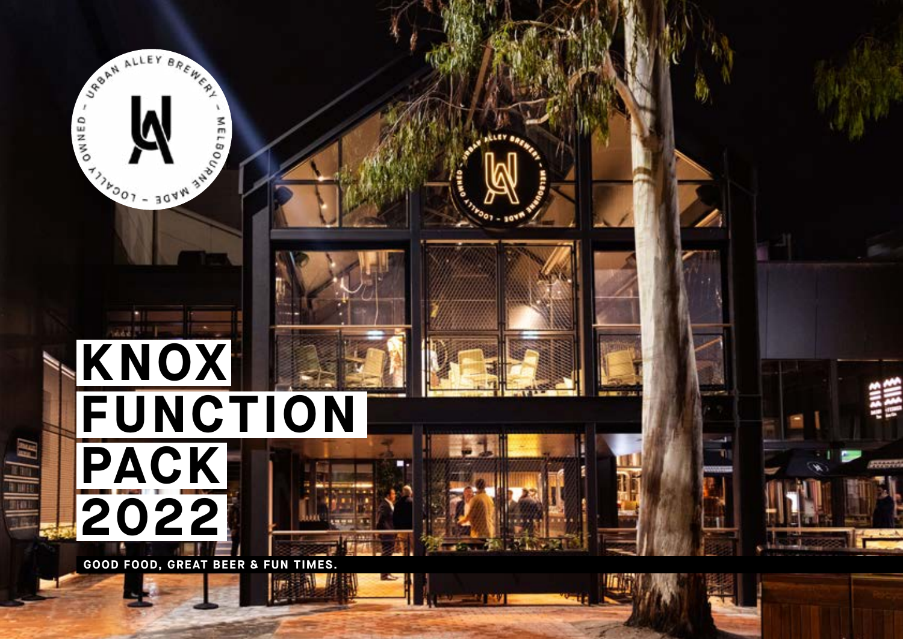# KNOX FUNCTION PACK 2022

**GOOD FOOD, GREAT BEER & FUN TIMES.**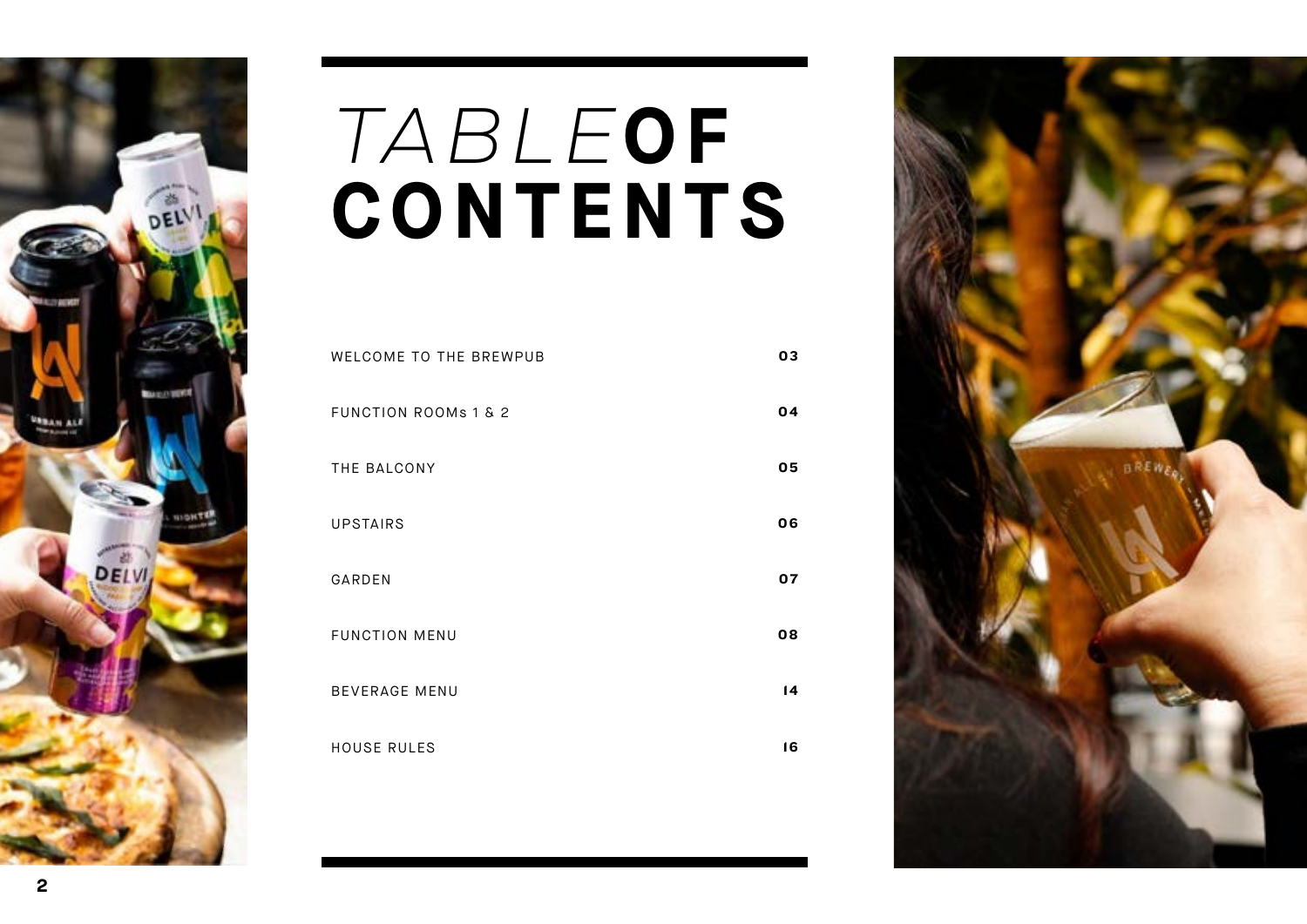# *TABLE* **OF CONTENTS**

| | |
|---|---|
| WELCOME TO THE BREWPUB | **03** |
| FUNCTION ROOMs 1 & 2 | **04** |
| THE BALCONY | **05** |
| UPSTAIRS | **06** |
| GARDEN | **07** |
| FUNCTION MENU | **08** |
| BEVERAGE MENU | **14** |
| HOUSE RULES | **16** |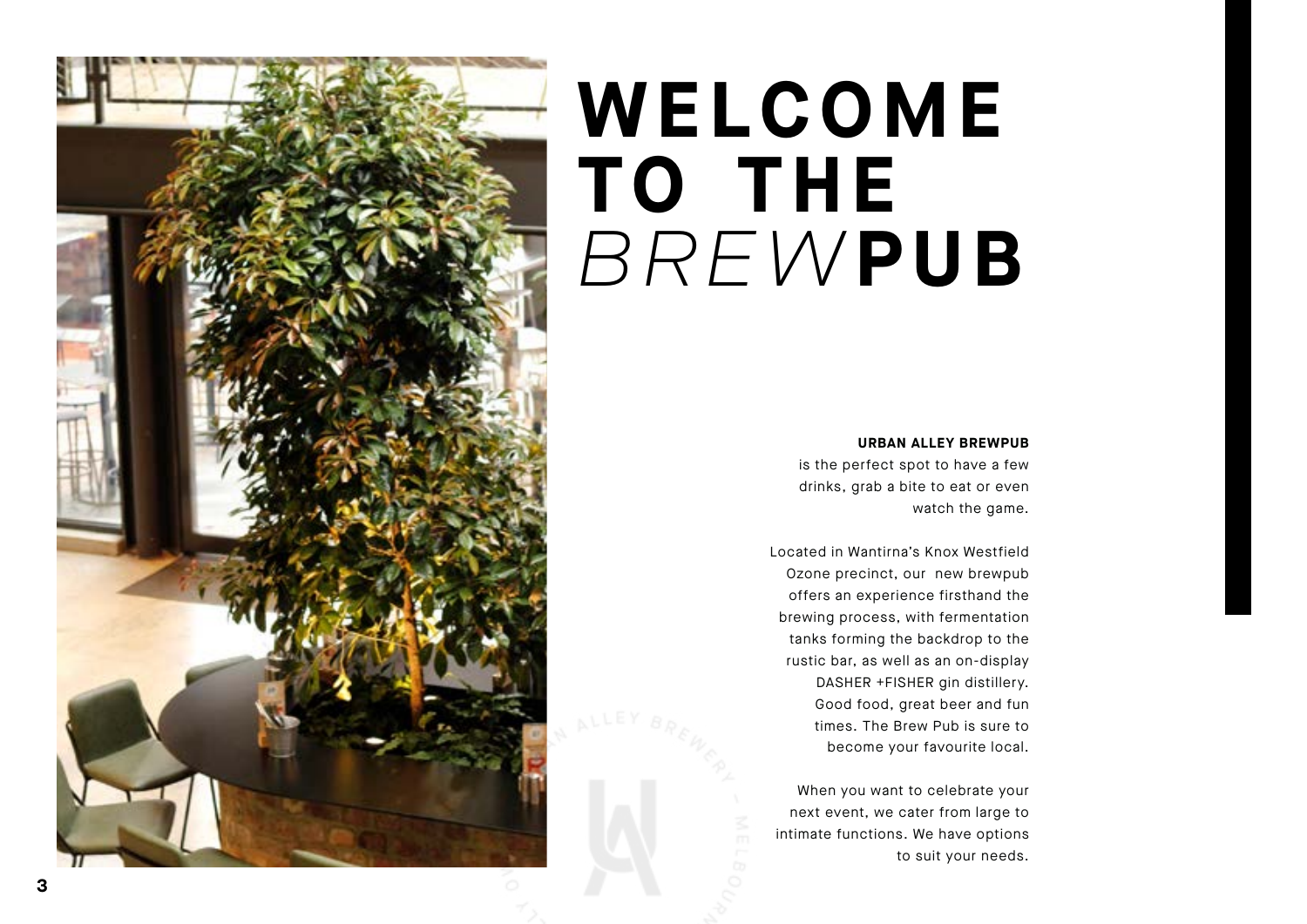# WELCOME TO THE *BREW*PUB

**URBAN ALLEY BREWPUB** is the perfect spot to have a few drinks, grab a bite to eat or even watch the game.

Located in Wantirna's Knox Westfield Ozone precinct, our new brewpub offers an experience firsthand the brewing process, with fermentation tanks forming the backdrop to the rustic bar, as well as an on-display DASHER +FISHER gin distillery. Good food, great beer and fun times. The Brew Pub is sure to become your favourite local.

When you want to celebrate your next event, we cater from large to intimate functions. We have options to suit your needs.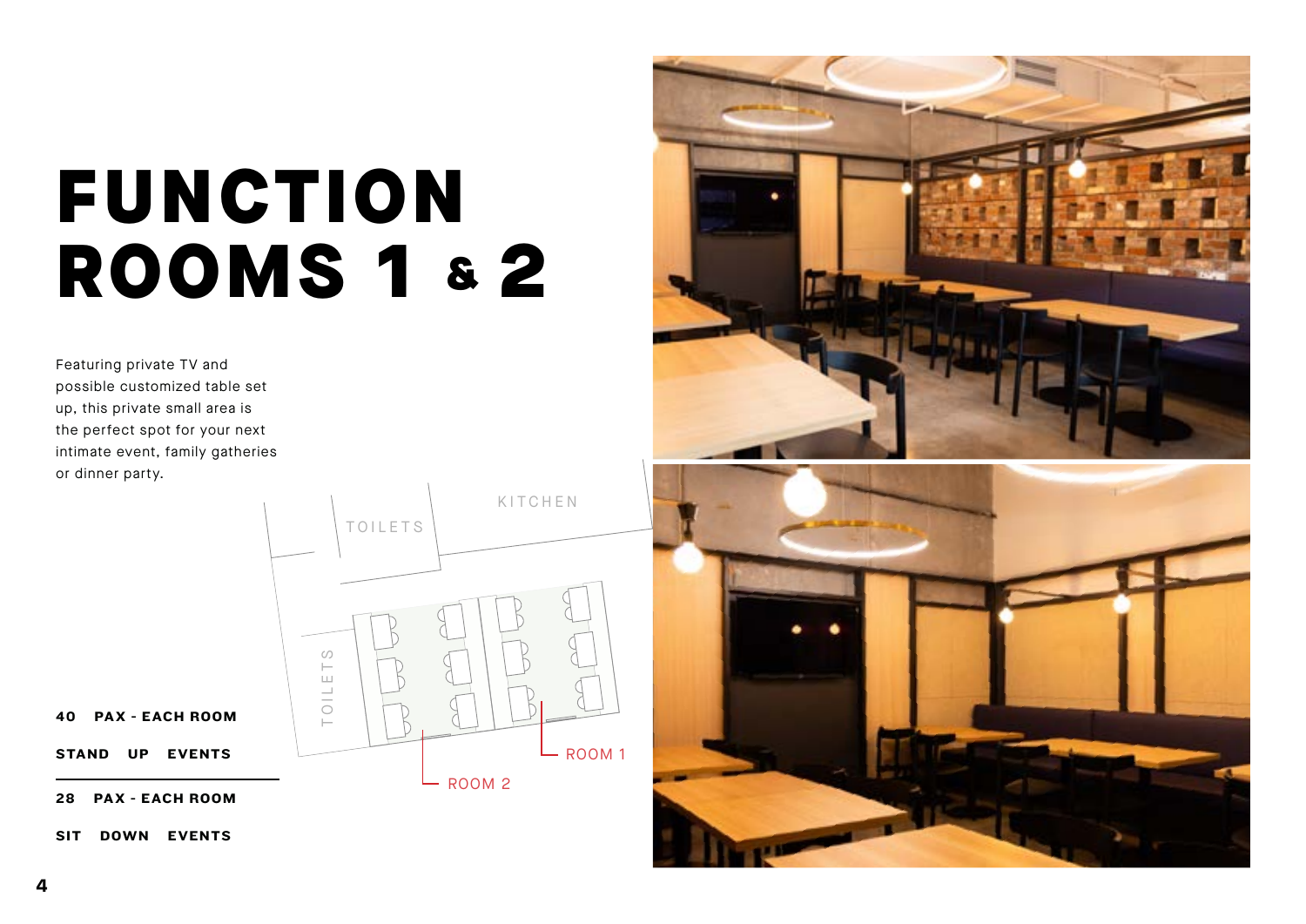# FUNCTION ROOMS 1 & 2

Featuring private TV and possible customized table set up, this private small area is the perfect spot for your next intimate event, family gatheries or dinner party.

TOILETS

KITCHEN

TOILETS

ROOM 1

ROOM 2

**40 PAX - EACH ROOM**

**STAND UP EVENTS**

---

**28 PAX - EACH ROOM**

**SIT DOWN EVENTS**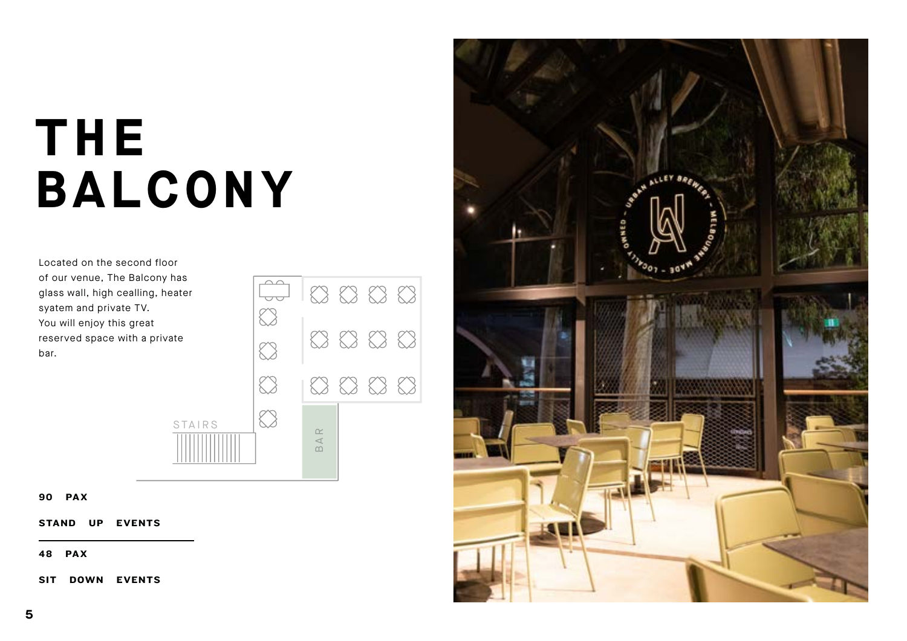# THE BALCONY

Located on the second floor of our venue, The Balcony has glass wall, high ceilling, heater syatem and private TV. You will enjoy this great reserved space with a private bar.

**90 PAX**

**STAND UP EVENTS**

**48 PAX**

**SIT DOWN EVENTS**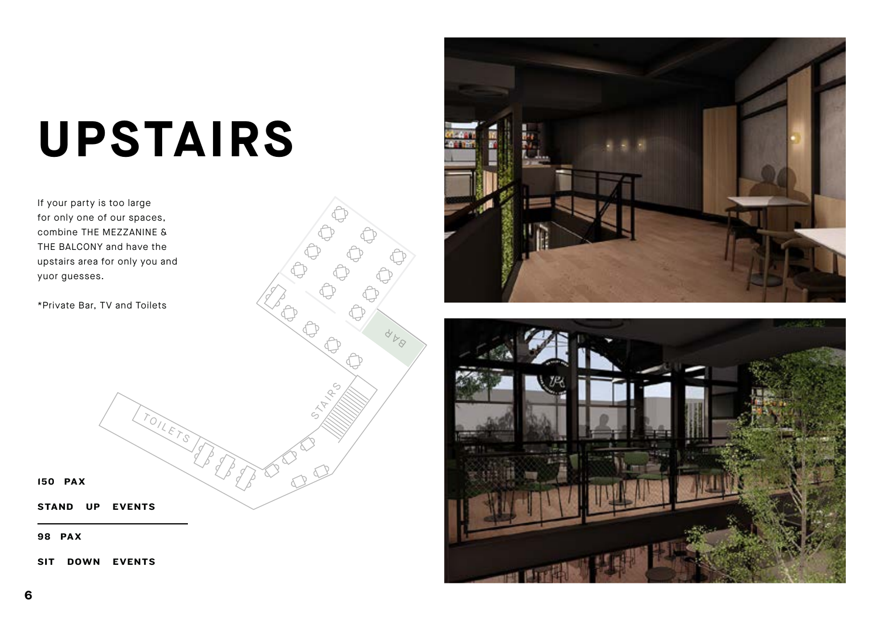# UPSTAIRS

If your party is too large for only one of our spaces, combine THE MEZZANINE & THE BALCONY and have the upstairs area for only you and yuor guesses.

*Private Bar, TV and Toilets

**150 PAX**

**STAND UP EVENTS**

---

**98 PAX**

**SIT DOWN EVENTS**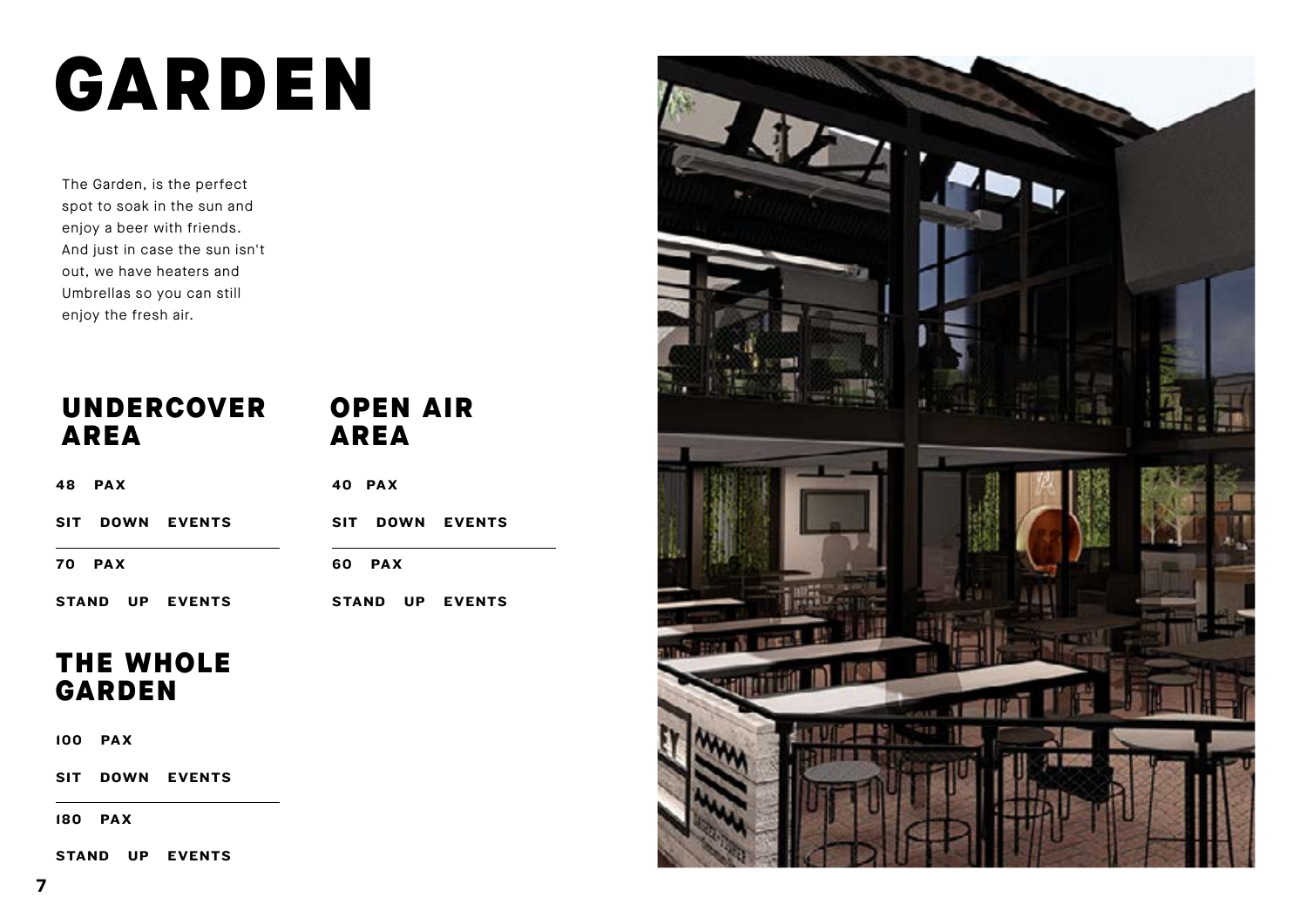# GARDEN

The Garden, is the perfect spot to soak in the sun and enjoy a beer with friends. And just in case the sun isn't out, we have heaters and Umbrellas so you can still enjoy the fresh air.

## UNDERCOVER AREA

**48 PAX**

**SIT DOWN EVENTS**

**70 PAX**

**STAND UP EVENTS**

## OPEN AIR AREA

**40 PAX**

**SIT DOWN EVENTS**

**60 PAX**

**STAND UP EVENTS**

## THE WHOLE GARDEN

**100 PAX**

**SIT DOWN EVENTS**

**180 PAX**

**STAND UP EVENTS**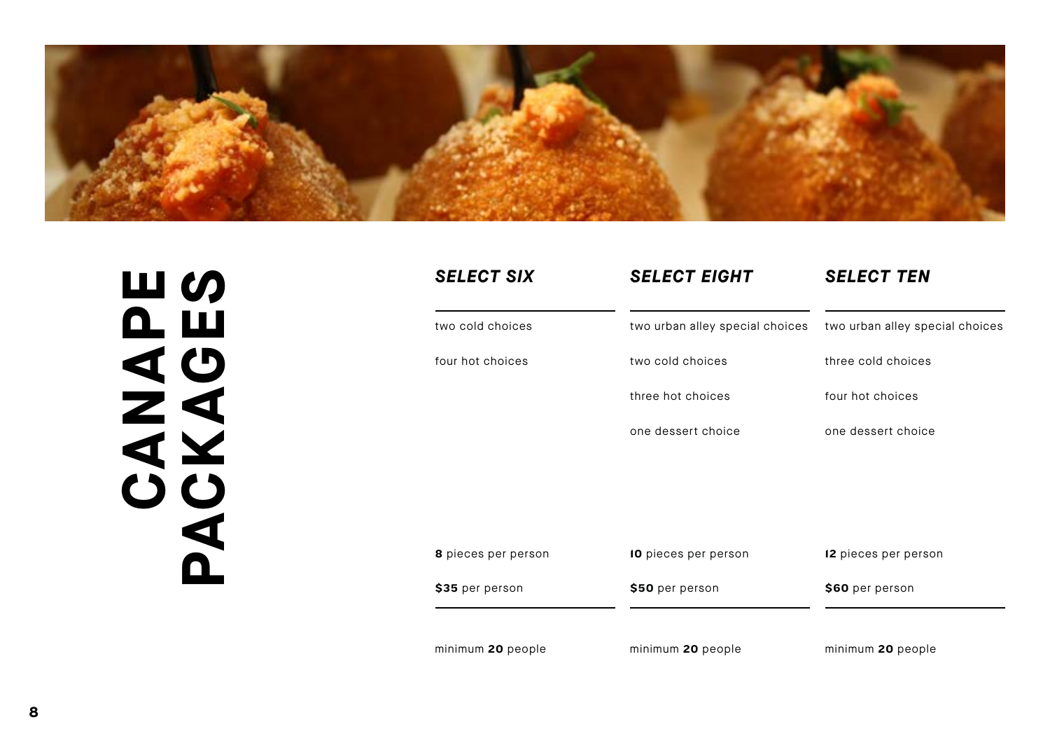# CANAPE PACKAGES

| *SELECT SIX* | *SELECT EIGHT* | *SELECT TEN* |
| --- | --- | --- |
| two cold choices | two urban alley special choices | two urban alley special choices |
| four hot choices | two cold choices | three cold choices |
| | three hot choices | four hot choices |
| | one dessert choice | one dessert choice |
| **8** pieces per person | **10** pieces per person | **12** pieces per person |
| **$35** per person | **$50** per person | **$60** per person |
| minimum **20** people | minimum **20** people | minimum **20** people |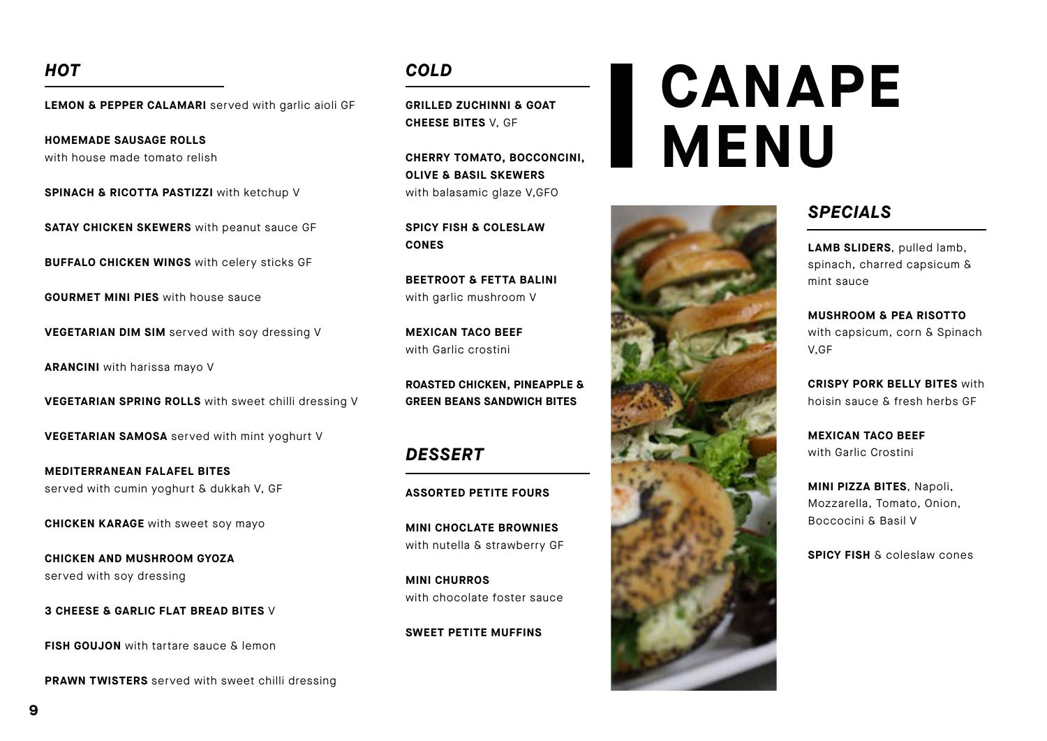# CANAPE MENU

## *HOT*

**LEMON & PEPPER CALAMARI** served with garlic aioli GF

**HOMEMADE SAUSAGE ROLLS**
with house made tomato relish

**SPINACH & RICOTTA PASTIZZI** with ketchup V

**SATAY CHICKEN SKEWERS** with peanut sauce GF

**BUFFALO CHICKEN WINGS** with celery sticks GF

**GOURMET MINI PIES** with house sauce

**VEGETARIAN DIM SIM** served with soy dressing V

**ARANCINI** with harissa mayo V

**VEGETARIAN SPRING ROLLS** with sweet chilli dressing V

**VEGETARIAN SAMOSA** served with mint yoghurt V

**MEDITERRANEAN FALAFEL BITES**
served with cumin yoghurt & dukkah V, GF

**CHICKEN KARAGE** with sweet soy mayo

**CHICKEN AND MUSHROOM GYOZA**
served with soy dressing

**3 CHEESE & GARLIC FLAT BREAD BITES** V

**FISH GOUJON** with tartare sauce & lemon

**PRAWN TWISTERS** served with sweet chilli dressing

## *COLD*

**GRILLED ZUCHINNI & GOAT CHEESE BITES** V, GF

**CHERRY TOMATO, BOCCONCINI, OLIVE & BASIL SKEWERS**
with balasamic glaze V,GFO

**SPICY FISH & COLESLAW CONES**

**BEETROOT & FETTA BALINI**
with garlic mushroom V

**MEXICAN TACO BEEF**
with Garlic crostini

**ROASTED CHICKEN, PINEAPPLE & GREEN BEANS SANDWICH BITES**

## *DESSERT*

**ASSORTED PETITE FOURS**

**MINI CHOCLATE BROWNIES**
with nutella & strawberry GF

**MINI CHURROS**
with chocolate foster sauce

**SWEET PETITE MUFFINS**

## *SPECIALS*

**LAMB SLIDERS**, pulled lamb, spinach, charred capsicum & mint sauce

**MUSHROOM & PEA RISOTTO**
with capsicum, corn & Spinach V,GF

**CRISPY PORK BELLY BITES** with hoisin sauce & fresh herbs GF

**MEXICAN TACO BEEF**
with Garlic Crostini

**MINI PIZZA BITES**, Napoli, Mozzarella, Tomato, Onion, Boccocini & Basil V

**SPICY FISH** & coleslaw cones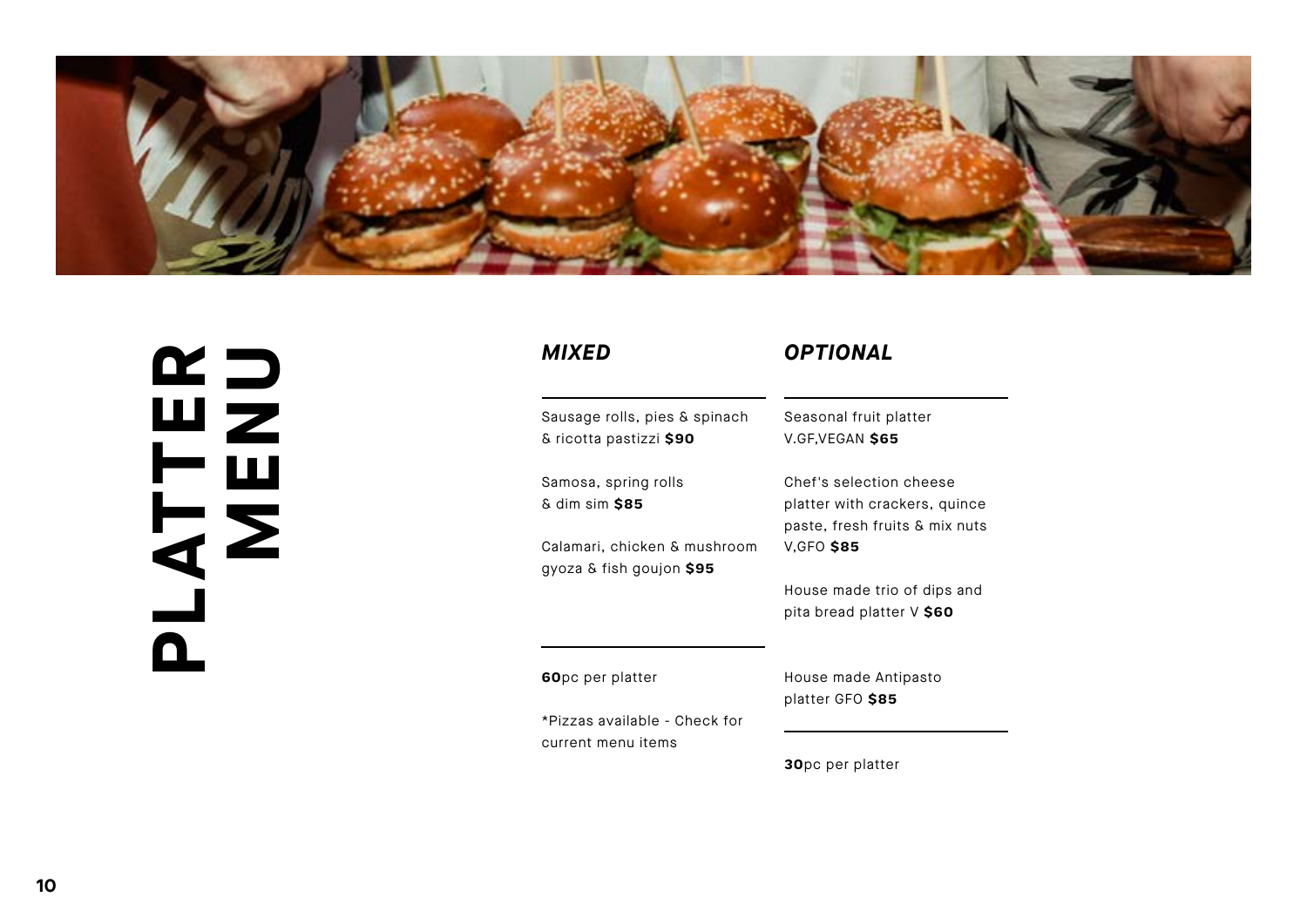# PLATTER MENU

## *MIXED*

Sausage rolls, pies & spinach & ricotta pastizzi **$90**

Samosa, spring rolls & dim sim **$85**

Calamari, chicken & mushroom gyoza & fish goujon **$95**

**60**pc per platter

*Pizzas available - Check for current menu items

## *OPTIONAL*

Seasonal fruit platter V.GF,VEGAN **$65**

Chef's selection cheese platter with crackers, quince paste, fresh fruits & mix nuts V,GFO **$85**

House made trio of dips and pita bread platter V **$60**

House made Antipasto platter GFO **$85**

**30**pc per platter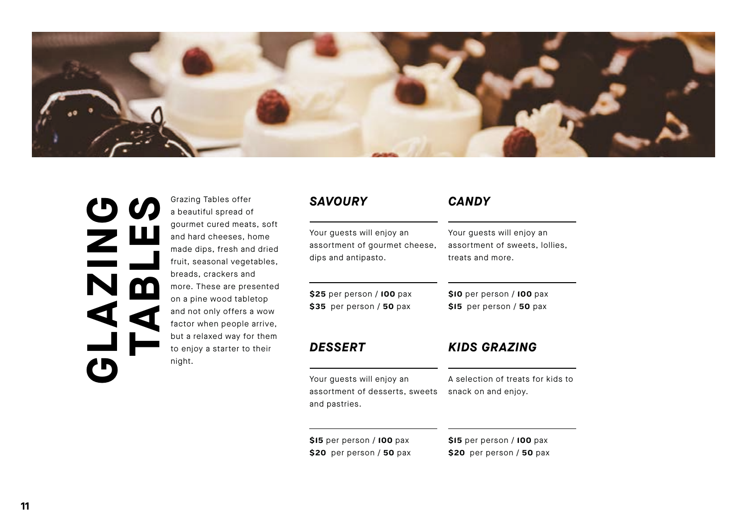# GLAZING TABLES

Grazing Tables offer a beautiful spread of gourmet cured meats, soft and hard cheeses, home made dips, fresh and dried fruit, seasonal vegetables, breads, crackers and more. These are presented on a pine wood tabletop and not only offers a wow factor when people arrive, but a relaxed way for them to enjoy a starter to their night.

### *SAVOURY*

Your guests will enjoy an assortment of gourmet cheese, dips and antipasto.

**$25** per person / **100** pax
**$35** per person / **50** pax

### *CANDY*

Your guests will enjoy an assortment of sweets, lollies, treats and more.

**$10** per person / **100** pax
**$15** per person / **50** pax

### *DESSERT*

Your guests will enjoy an assortment of desserts, sweets and pastries.

**$15** per person / **100** pax
**$20** per person / **50** pax

### *KIDS GRAZING*

A selection of treats for kids to snack on and enjoy.

**$15** per person / **100** pax
**$20** per person / **50** pax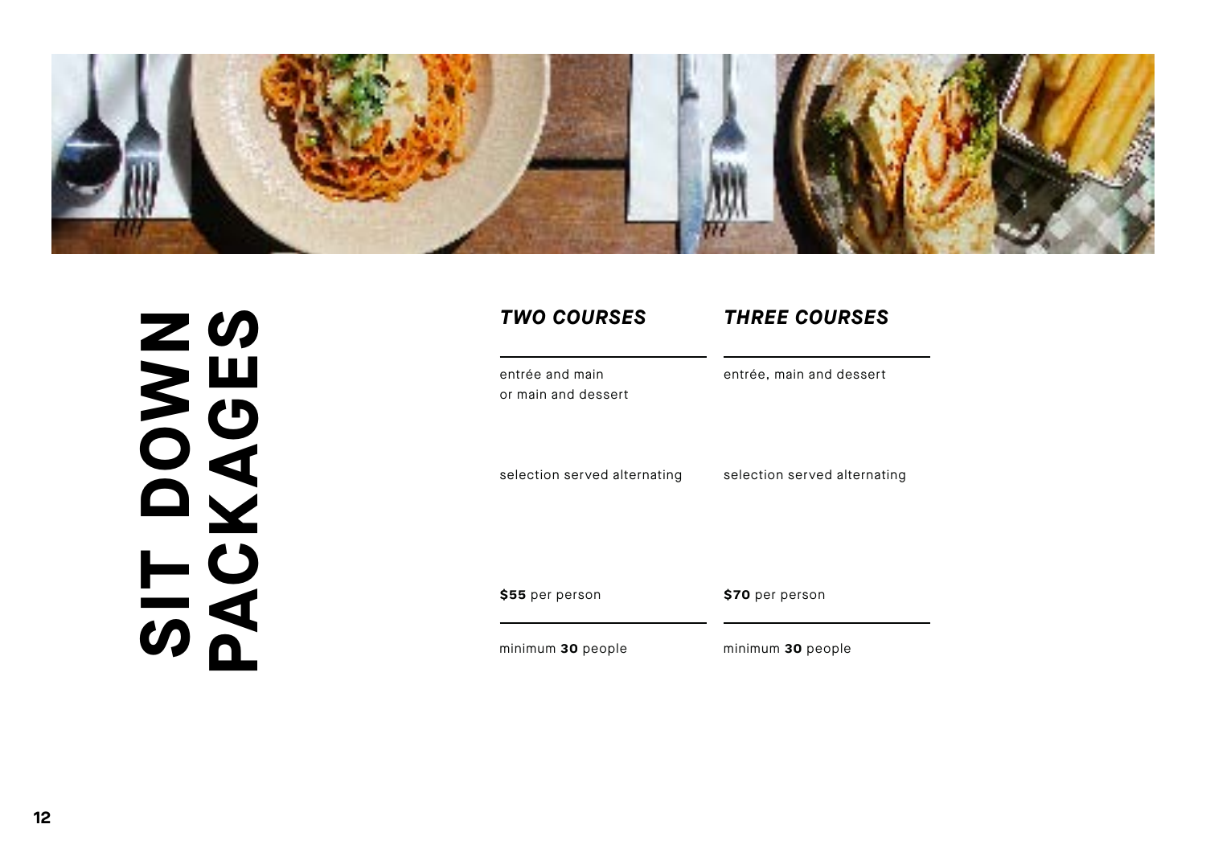# SIT DOWN PACKAGES

| *TWO COURSES* | *THREE COURSES* |
| --- | --- |
| entrée and main or main and dessert | entrée, main and dessert |
| selection served alternating | selection served alternating |
| **$55** per person | **$70** per person |
| minimum **30** people | minimum **30** people |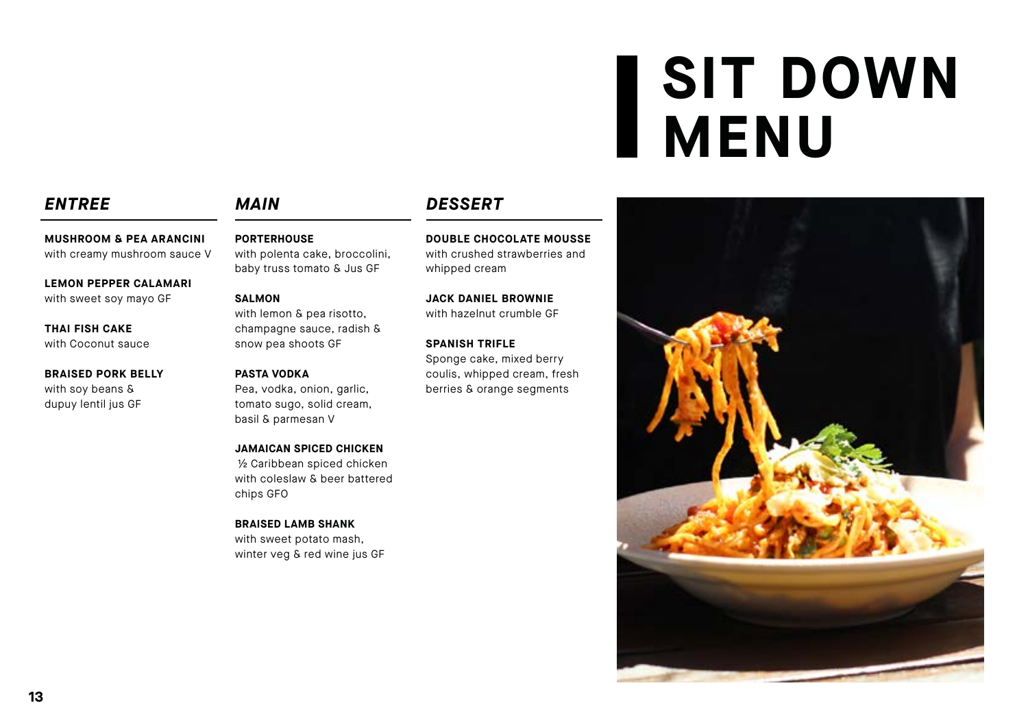# SIT DOWN MENU

## *ENTREE*

**MUSHROOM & PEA ARANCINI**
with creamy mushroom sauce V

**LEMON PEPPER CALAMARI**
with sweet soy mayo GF

**THAI FISH CAKE**
with Coconut sauce

**BRAISED PORK BELLY**
with soy beans & dupuy lentil jus GF

## *MAIN*

**PORTERHOUSE**
with polenta cake, broccolini, baby truss tomato & Jus GF

**SALMON**
with lemon & pea risotto, champagne sauce, radish & snow pea shoots GF

**PASTA VODKA**
Pea, vodka, onion, garlic, tomato sugo, solid cream, basil & parmesan V

**JAMAICAN SPICED CHICKEN**
½ Caribbean spiced chicken with coleslaw & beer battered chips GFO

**BRAISED LAMB SHANK**
with sweet potato mash, winter veg & red wine jus GF

## *DESSERT*

**DOUBLE CHOCOLATE MOUSSE**
with crushed strawberries and whipped cream

**JACK DANIEL BROWNIE**
with hazelnut crumble GF

**SPANISH TRIFLE**
Sponge cake, mixed berry coulis, whipped cream, fresh berries & orange segments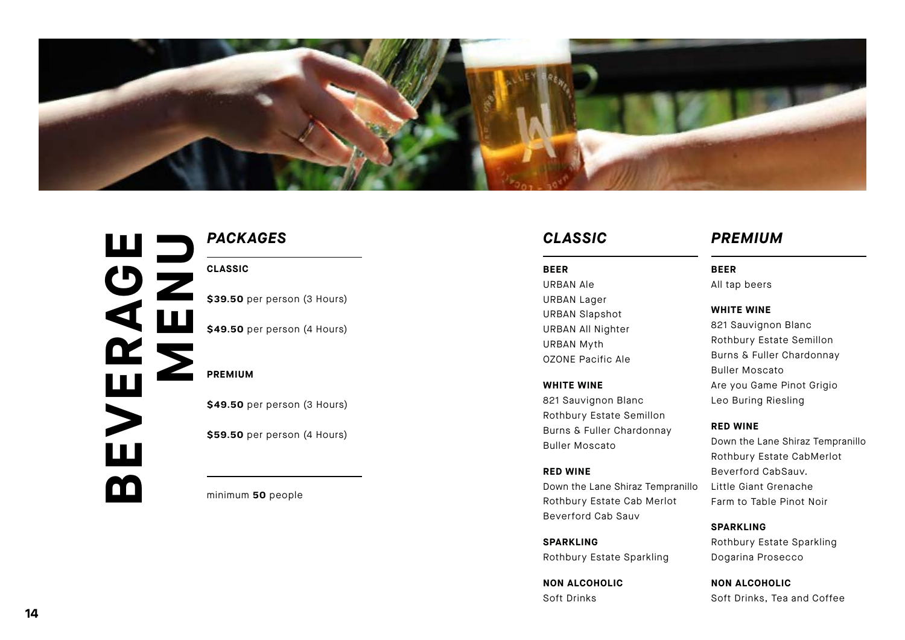# BEVERAGE MENU

## *PACKAGES*

**CLASSIC**

**$39.50** per person (3 Hours)

**$49.50** per person (4 Hours)

**PREMIUM**

**$49.50** per person (3 Hours)

**$59.50** per person (4 Hours)

minimum **50** people

## *CLASSIC*

**BEER**
URBAN Ale
URBAN Lager
URBAN Slapshot
URBAN All Nighter
URBAN Myth
OZONE Pacific Ale

**WHITE WINE**
821 Sauvignon Blanc
Rothbury Estate Semillon
Burns & Fuller Chardonnay
Buller Moscato

**RED WINE**
Down the Lane Shiraz Tempranillo
Rothbury Estate Cab Merlot
Beverford Cab Sauv

**SPARKLING**
Rothbury Estate Sparkling

**NON ALCOHOLIC**
Soft Drinks

## *PREMIUM*

**BEER**
All tap beers

**WHITE WINE**
821 Sauvignon Blanc
Rothbury Estate Semillon
Burns & Fuller Chardonnay
Buller Moscato
Are you Game Pinot Grigio
Leo Buring Riesling

**RED WINE**
Down the Lane Shiraz Tempranillo
Rothbury Estate CabMerlot
Beverford CabSauv.
Little Giant Grenache
Farm to Table Pinot Noir

**SPARKLING**
Rothbury Estate Sparkling
Dogarina Prosecco

**NON ALCOHOLIC**
Soft Drinks, Tea and Coffee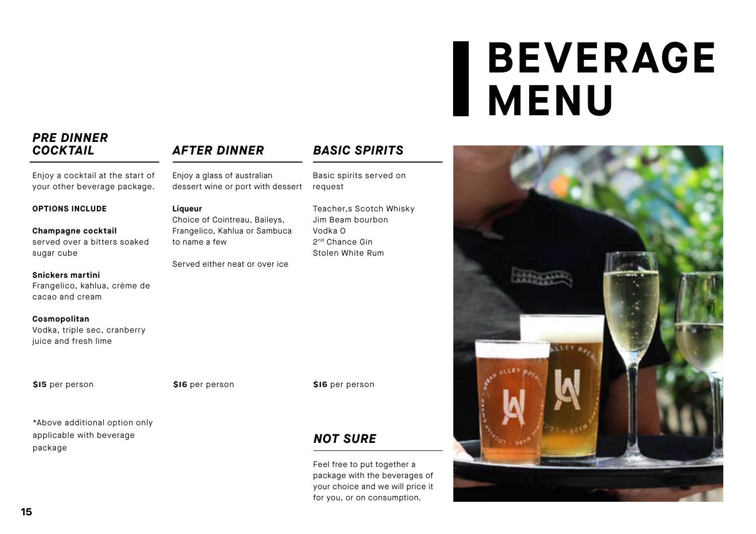# BEVERAGE MENU

## *PRE DINNER COCKTAIL*

Enjoy a cocktail at the start of your other beverage package.

**OPTIONS INCLUDE**

**Champagne cocktail**
served over a bitters soaked sugar cube

**Snickers martini**
Frangelico, kahlua, crème de cacao and cream

**Cosmopolitan**
Vodka, triple sec, cranberry juice and fresh lime

**$15** per person

*Above additional option only applicable with beverage package

## *AFTER DINNER*

Enjoy a glass of australian dessert wine or port with dessert

**Liqueur**
Choice of Cointreau, Baileys, Frangelico, Kahlua or Sambuca to name a few

Served either neat or over ice

**$16** per person

## *BASIC SPIRITS*

Basic spirits served on request

Teacher,s Scotch Whisky
Jim Beam bourbon
Vodka O
2nd Chance Gin
Stolen White Rum

**$16** per person

## *NOT SURE*

Feel free to put together a package with the beverages of your choice and we will price it for you, or on consumption.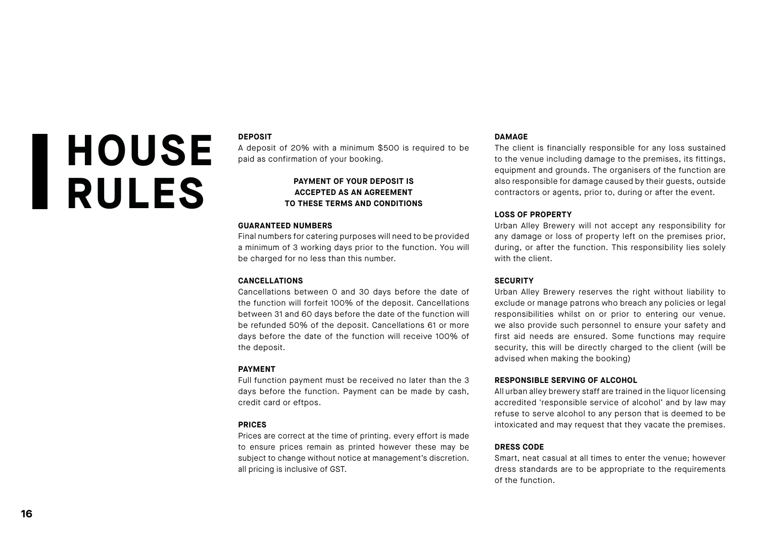# HOUSE RULES

### DEPOSIT

A deposit of 20% with a minimum $500 is required to be paid as confirmation of your booking.

**PAYMENT OF YOUR DEPOSIT IS ACCEPTED AS AN AGREEMENT TO THESE TERMS AND CONDITIONS**

### GUARANTEED NUMBERS

Final numbers for catering purposes will need to be provided a minimum of 3 working days prior to the function. You will be charged for no less than this number.

### CANCELLATIONS

Cancellations between 0 and 30 days before the date of the function will forfeit 100% of the deposit. Cancellations between 31 and 60 days before the date of the function will be refunded 50% of the deposit. Cancellations 61 or more days before the date of the function will receive 100% of the deposit.

### PAYMENT

Full function payment must be received no later than the 3 days before the function. Payment can be made by cash, credit card or eftpos.

### PRICES

Prices are correct at the time of printing. every effort is made to ensure prices remain as printed however these may be subject to change without notice at management's discretion. all pricing is inclusive of GST.

### DAMAGE

The client is financially responsible for any loss sustained to the venue including damage to the premises, its fittings, equipment and grounds. The organisers of the function are also responsible for damage caused by their guests, outside contractors or agents, prior to, during or after the event.

### LOSS OF PROPERTY

Urban Alley Brewery will not accept any responsibility for any damage or loss of property left on the premises prior, during, or after the function. This responsibility lies solely with the client.

### SECURITY

Urban Alley Brewery reserves the right without liability to exclude or manage patrons who breach any policies or legal responsibilities whilst on or prior to entering our venue. we also provide such personnel to ensure your safety and first aid needs are ensured. Some functions may require security, this will be directly charged to the client (will be advised when making the booking)

### RESPONSIBLE SERVING OF ALCOHOL

All urban alley brewery staff are trained in the liquor licensing accredited 'responsible service of alcohol' and by law may refuse to serve alcohol to any person that is deemed to be intoxicated and may request that they vacate the premises.

### DRESS CODE

Smart, neat casual at all times to enter the venue; however dress standards are to be appropriate to the requirements of the function.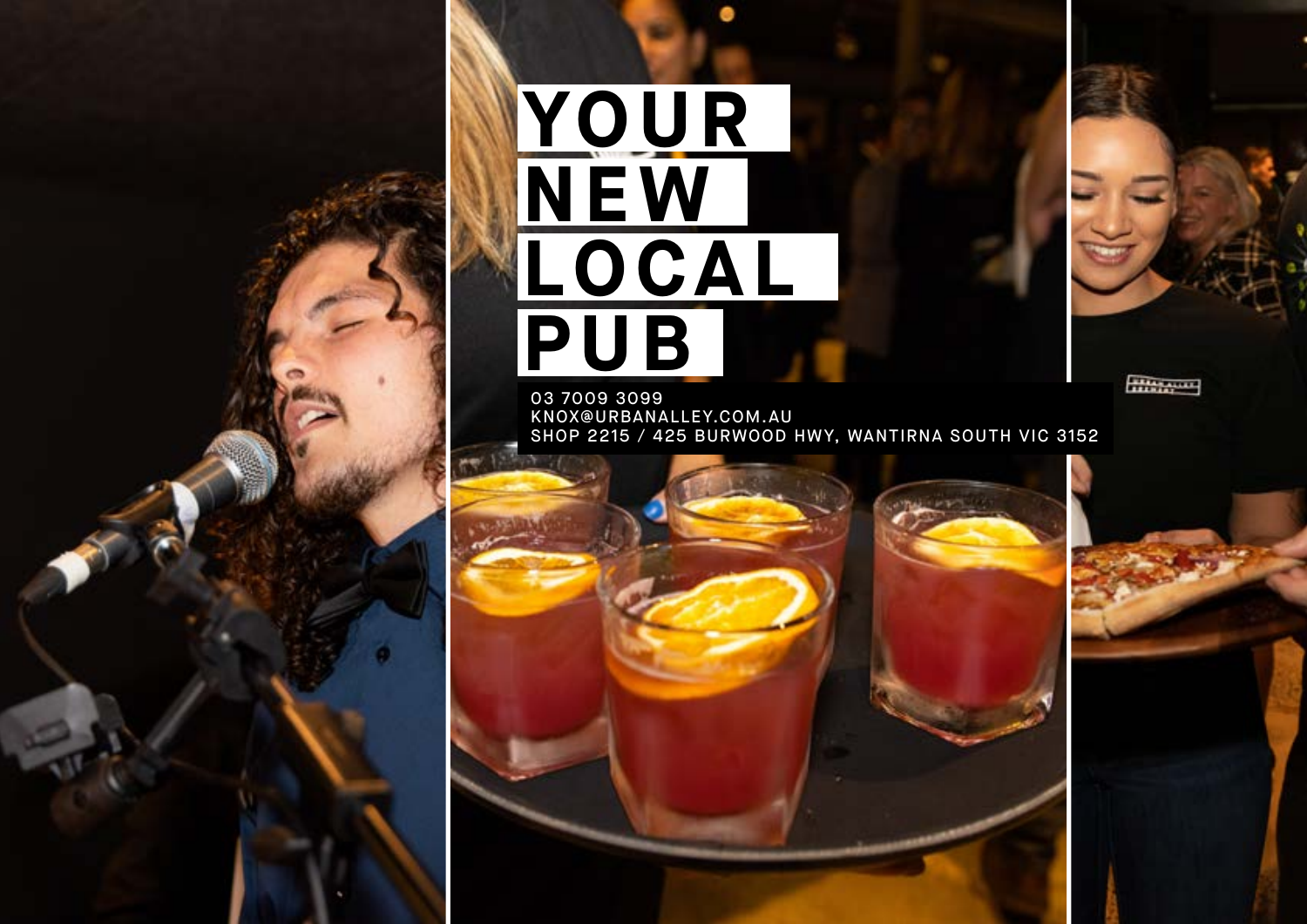# YOUR NEW LOCAL PUB

03 7009 3099
KNOX@URBANALLEY.COM.AU
SHOP 2215 / 425 BURWOOD HWY, WANTIRNA SOUTH VIC 3152